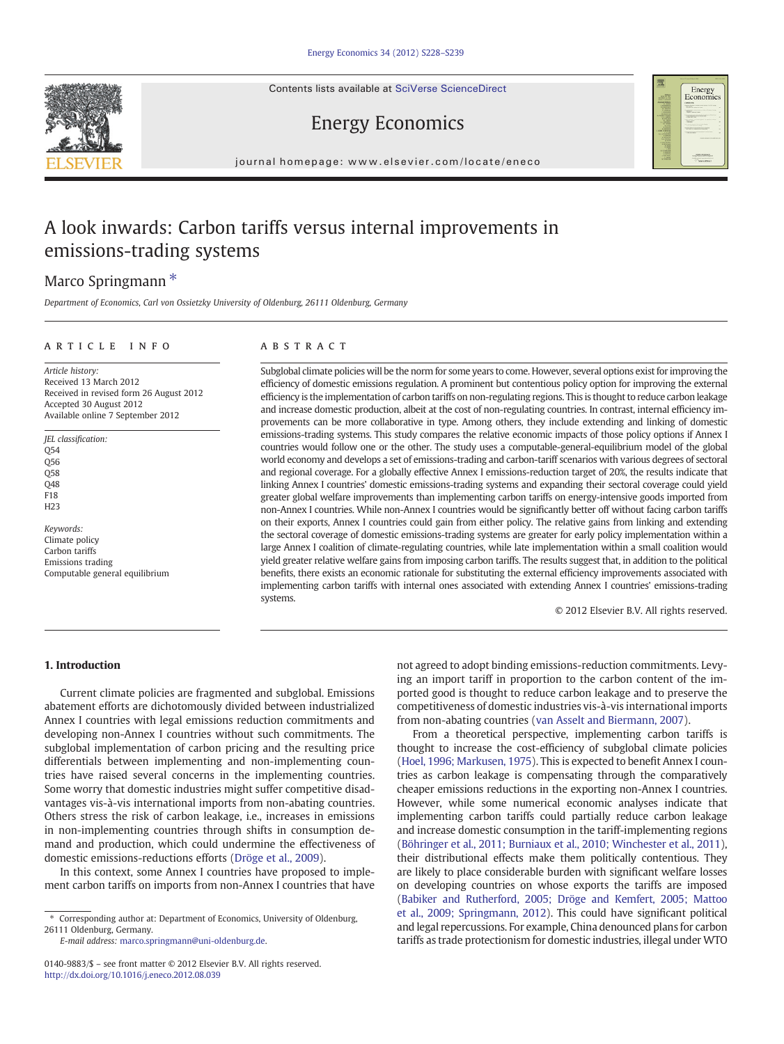# A look inwards: Carbon tariffs versus internal improvements in emissions-trading systems

Marco Springmann *

*Department of Economics, Carl von Ossietzky University of Oldenburg, 26111 Oldenburg, Germany*

## ARTICLE INFO

*Article history:*
Received 13 March 2012
Received in revised form 26 August 2012
Accepted 30 August 2012
Available online 7 September 2012

*JEL classification:*
Q54
Q56
Q58
Q48
F18
H23

*Keywords:*
Climate policy
Carbon tariffs
Emissions trading
Computable general equilibrium

## ABSTRACT

Subglobal climate policies will be the norm for some years to come. However, several options exist for improving the efficiency of domestic emissions regulation. A prominent but contentious policy option for improving the external efficiency is the implementation of carbon tariffs on non-regulating regions. This is thought to reduce carbon leakage and increase domestic production, albeit at the cost of non-regulating countries. In contrast, internal efficiency improvements can be more collaborative in type. Among others, they include extending and linking of domestic emissions-trading systems. This study compares the relative economic impacts of those policy options if Annex I countries would follow one or the other. The study uses a computable-general-equilibrium model of the global world economy and develops a set of emissions-trading and carbon-tariff scenarios with various degrees of sectoral and regional coverage. For a globally effective Annex I emissions-reduction target of 20%, the results indicate that linking Annex I countries' domestic emissions-trading systems and expanding their sectoral coverage could yield greater global welfare improvements than implementing carbon tariffs on energy-intensive goods imported from non-Annex I countries. While non-Annex I countries would be significantly better off without facing carbon tariffs on their exports, Annex I countries could gain from either policy. The relative gains from linking and extending the sectoral coverage of domestic emissions-trading systems are greater for early policy implementation within a large Annex I coalition of climate-regulating countries, while late implementation within a small coalition would yield greater relative welfare gains from imposing carbon tariffs. The results suggest that, in addition to the political benefits, there exists an economic rationale for substituting the external efficiency improvements associated with implementing carbon tariffs with internal ones associated with extending Annex I countries' emissions-trading systems.

© 2012 Elsevier B.V. All rights reserved.

## 1. Introduction

Current climate policies are fragmented and subglobal. Emissions abatement efforts are dichotomously divided between industrialized Annex I countries with legal emissions reduction commitments and developing non-Annex I countries without such commitments. The subglobal implementation of carbon pricing and the resulting price differentials between implementing and non-implementing countries have raised several concerns in the implementing countries. Some worry that domestic industries might suffer competitive disadvantages vis-à-vis international imports from non-abating countries. Others stress the risk of carbon leakage, i.e., increases in emissions in non-implementing countries through shifts in consumption demand and production, which could undermine the effectiveness of domestic emissions-reductions efforts (Dröge et al., 2009).

In this context, some Annex I countries have proposed to implement carbon tariffs on imports from non-Annex I countries that have not agreed to adopt binding emissions-reduction commitments. Levying an import tariff in proportion to the carbon content of the imported good is thought to reduce carbon leakage and to preserve the competitiveness of domestic industries vis-à-vis international imports from non-abating countries (van Asselt and Biermann, 2007).

From a theoretical perspective, implementing carbon tariffs is thought to increase the cost-efficiency of subglobal climate policies (Hoel, 1996; Markusen, 1975). This is expected to benefit Annex I countries as carbon leakage is compensating through the comparatively cheaper emissions reductions in the exporting non-Annex I countries. However, while some numerical economic analyses indicate that implementing carbon tariffs could partially reduce carbon leakage and increase domestic consumption in the tariff-implementing regions (Böhringer et al., 2011; Burniaux et al., 2010; Winchester et al., 2011), their distributional effects make them politically contentious. They are likely to place considerable burden with significant welfare losses on developing countries on whose exports the tariffs are imposed (Babiker and Rutherford, 2005; Dröge and Kemfert, 2005; Mattoo et al., 2009; Springmann, 2012). This could have significant political and legal repercussions. For example, China denounced plans for carbon tariffs as trade protectionism for domestic industries, illegal under WTO

---

* Corresponding author at: Department of Economics, University of Oldenburg, 26111 Oldenburg, Germany.
*E-mail address:* marco.springmann@uni-oldenburg.de.

0140-9883/$ – see front matter © 2012 Elsevier B.V. All rights reserved.
http://dx.doi.org/10.1016/j.eneco.2012.08.039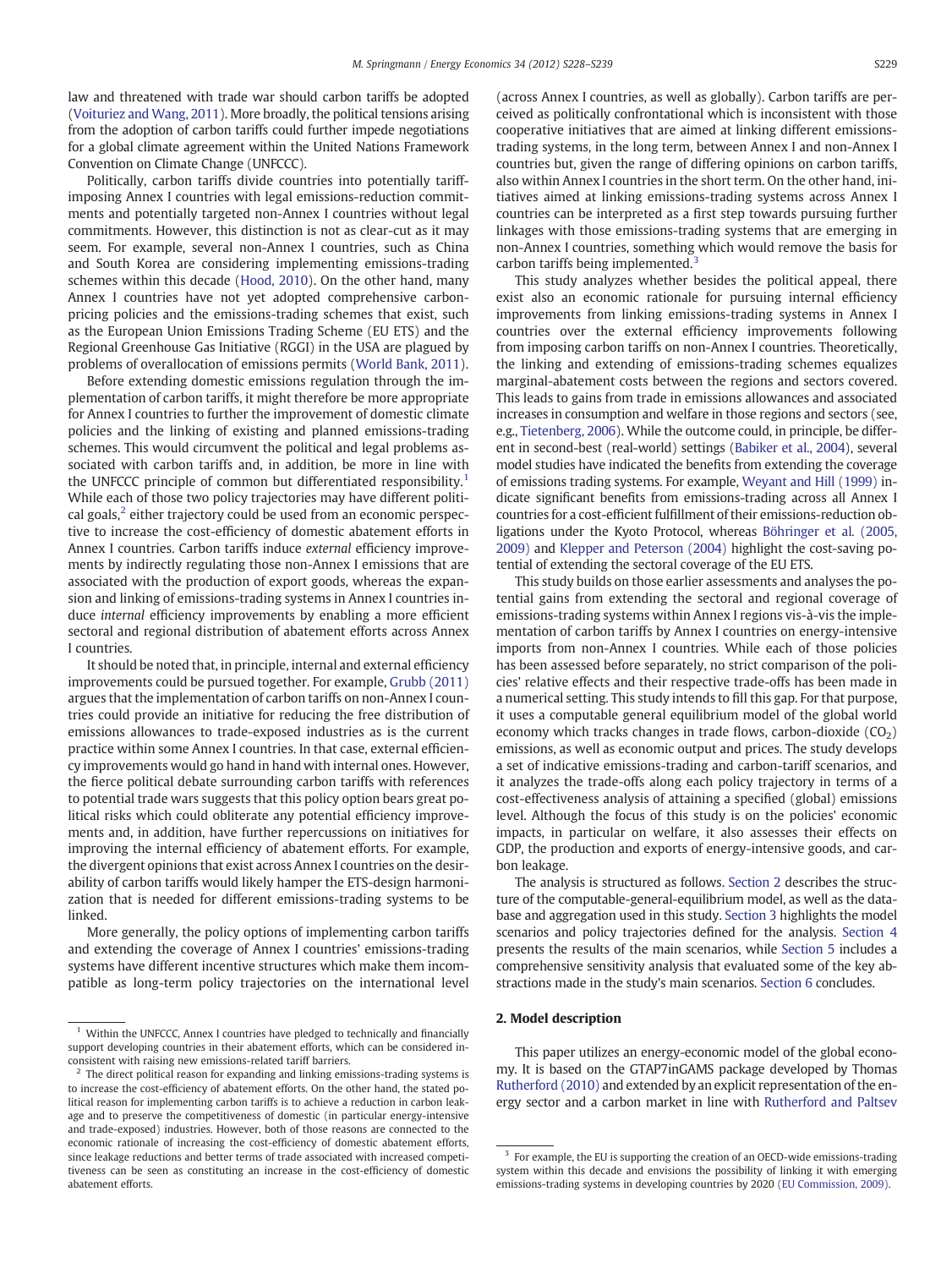law and threatened with trade war should carbon tariffs be adopted (Voituriez and Wang, 2011). More broadly, the political tensions arising from the adoption of carbon tariffs could further impede negotiations for a global climate agreement within the United Nations Framework Convention on Climate Change (UNFCCC).

Politically, carbon tariffs divide countries into potentially tariff-imposing Annex I countries with legal emissions-reduction commitments and potentially targeted non-Annex I countries without legal commitments. However, this distinction is not as clear-cut as it may seem. For example, several non-Annex I countries, such as China and South Korea are considering implementing emissions-trading schemes within this decade (Hood, 2010). On the other hand, many Annex I countries have not yet adopted comprehensive carbon-pricing policies and the emissions-trading schemes that exist, such as the European Union Emissions Trading Scheme (EU ETS) and the Regional Greenhouse Gas Initiative (RGGI) in the USA are plagued by problems of overallocation of emissions permits (World Bank, 2011).

Before extending domestic emissions regulation through the implementation of carbon tariffs, it might therefore be more appropriate for Annex I countries to further the improvement of domestic climate policies and the linking of existing and planned emissions-trading schemes. This would circumvent the political and legal problems associated with carbon tariffs and, in addition, be more in line with the UNFCCC principle of common but differentiated responsibility.[1] While each of those two policy trajectories may have different political goals,[2] either trajectory could be used from an economic perspective to increase the cost-efficiency of domestic abatement efforts in Annex I countries. Carbon tariffs induce *external* efficiency improvements by indirectly regulating those non-Annex I emissions that are associated with the production of export goods, whereas the expansion and linking of emissions-trading systems in Annex I countries induce *internal* efficiency improvements by enabling a more efficient sectoral and regional distribution of abatement efforts across Annex I countries.

It should be noted that, in principle, internal and external efficiency improvements could be pursued together. For example, Grubb (2011) argues that the implementation of carbon tariffs on non-Annex I countries could provide an initiative for reducing the free distribution of emissions allowances to trade-exposed industries as is the current practice within some Annex I countries. In that case, external efficiency improvements would go hand in hand with internal ones. However, the fierce political debate surrounding carbon tariffs with references to potential trade wars suggests that this policy option bears great political risks which could obliterate any potential efficiency improvements and, in addition, have further repercussions on initiatives for improving the internal efficiency of abatement efforts. For example, the divergent opinions that exist across Annex I countries on the desirability of carbon tariffs would likely hamper the ETS-design harmonization that is needed for different emissions-trading systems to be linked.

More generally, the policy options of implementing carbon tariffs and extending the coverage of Annex I countries' emissions-trading systems have different incentive structures which make them incompatible as long-term policy trajectories on the international level (across Annex I countries, as well as globally). Carbon tariffs are perceived as politically confrontational which is inconsistent with those cooperative initiatives that are aimed at linking different emissions-trading systems, in the long term, between Annex I and non-Annex I countries but, given the range of differing opinions on carbon tariffs, also within Annex I countries in the short term. On the other hand, initiatives aimed at linking emissions-trading systems across Annex I countries can be interpreted as a first step towards pursuing further linkages with those emissions-trading systems that are emerging in non-Annex I countries, something which would remove the basis for carbon tariffs being implemented.[3]

This study analyzes whether besides the political appeal, there exist also an economic rationale for pursuing internal efficiency improvements from linking emissions-trading systems in Annex I countries over the external efficiency improvements following from imposing carbon tariffs on non-Annex I countries. Theoretically, the linking and extending of emissions-trading schemes equalizes marginal-abatement costs between the regions and sectors covered. This leads to gains from trade in emissions allowances and associated increases in consumption and welfare in those regions and sectors (see, e.g., Tietenberg, 2006). While the outcome could, in principle, be different in second-best (real-world) settings (Babiker et al., 2004), several model studies have indicated the benefits from extending the coverage of emissions trading systems. For example, Weyant and Hill (1999) indicate significant benefits from emissions-trading across all Annex I countries for a cost-efficient fulfillment of their emissions-reduction obligations under the Kyoto Protocol, whereas Böhringer et al. (2005, 2009) and Klepper and Peterson (2004) highlight the cost-saving potential of extending the sectoral coverage of the EU ETS.

This study builds on those earlier assessments and analyses the potential gains from extending the sectoral and regional coverage of emissions-trading systems within Annex I regions vis-à-vis the implementation of carbon tariffs by Annex I countries on energy-intensive imports from non-Annex I countries. While each of those policies has been assessed before separately, no strict comparison of the policies' relative effects and their respective trade-offs has been made in a numerical setting. This study intends to fill this gap. For that purpose, it uses a computable general equilibrium model of the global world economy which tracks changes in trade flows, carbon-dioxide ($CO_2$) emissions, as well as economic output and prices. The study develops a set of indicative emissions-trading and carbon-tariff scenarios, and it analyzes the trade-offs along each policy trajectory in terms of a cost-effectiveness analysis of attaining a specified (global) emissions level. Although the focus of this study is on the policies' economic impacts, in particular on welfare, it also assesses their effects on GDP, the production and exports of energy-intensive goods, and carbon leakage.

The analysis is structured as follows. Section 2 describes the structure of the computable-general-equilibrium model, as well as the database and aggregation used in this study. Section 3 highlights the model scenarios and policy trajectories defined for the analysis. Section 4 presents the results of the main scenarios, while Section 5 includes a comprehensive sensitivity analysis that evaluated some of the key abstractions made in the study's main scenarios. Section 6 concludes.

## 2. Model description

This paper utilizes an energy-economic model of the global economy. It is based on the GTAP7inGAMS package developed by Thomas Rutherford (2010) and extended by an explicit representation of the energy sector and a carbon market in line with Rutherford and Paltsev

[1] Within the UNFCCC, Annex I countries have pledged to technically and financially support developing countries in their abatement efforts, which can be considered inconsistent with raising new emissions-related tariff barriers.

[2] The direct political reason for expanding and linking emissions-trading systems is to increase the cost-efficiency of abatement efforts. On the other hand, the stated political reason for implementing carbon tariffs is to achieve a reduction in carbon leakage and to preserve the competitiveness of domestic (in particular energy-intensive and trade-exposed) industries. However, both of those reasons are connected to the economic rationale of increasing the cost-efficiency of domestic abatement efforts, since leakage reductions and better terms of trade associated with increased competitiveness can be seen as constituting an increase in the cost-efficiency of domestic abatement efforts.

[3] For example, the EU is supporting the creation of an OECD-wide emissions-trading system within this decade and envisions the possibility of linking it with emerging emissions-trading systems in developing countries by 2020 (EU Commission, 2009).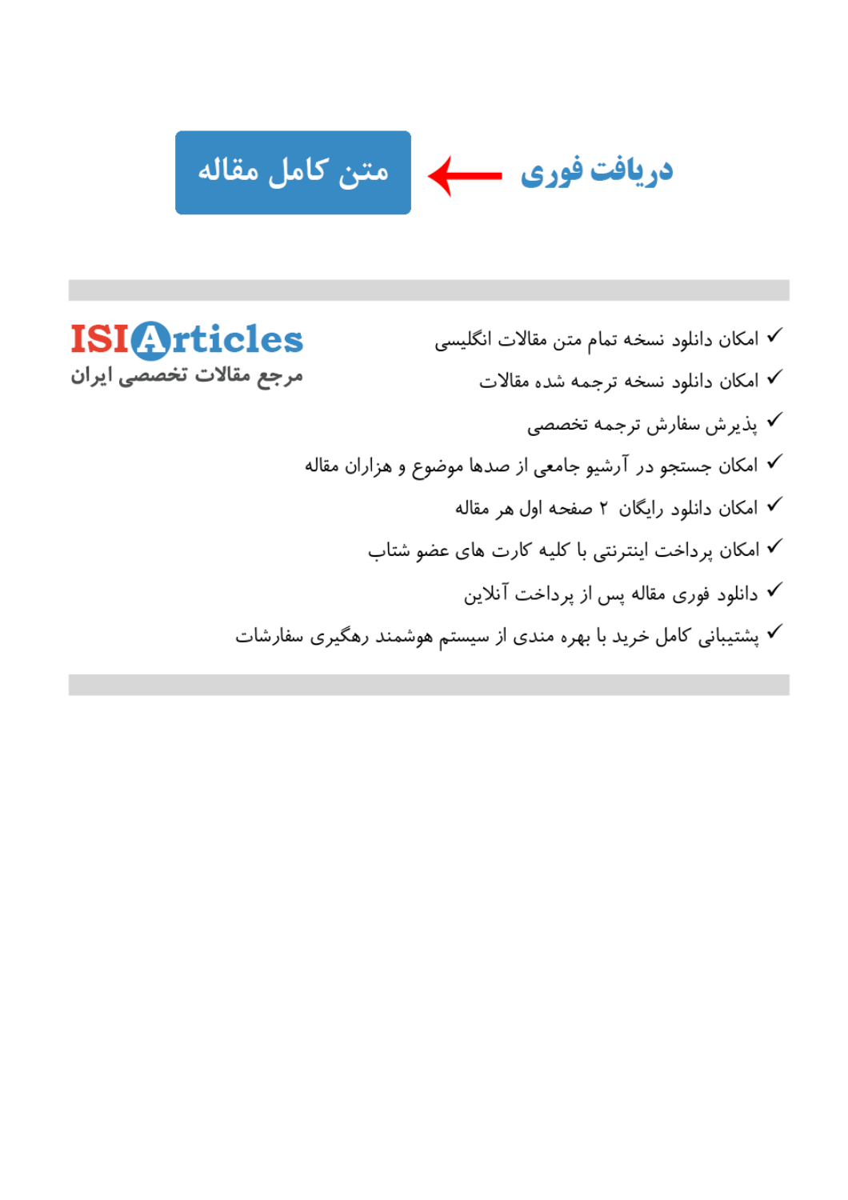دریافت فوری ← متن کامل مقاله

**ISIArticles**
مرجع مقالات تخصصی ایران

- ✓ امکان دانلود نسخه تمام متن مقالات انگلیسی
- ✓ امکان دانلود نسخه ترجمه شده مقالات
- ✓ پذیرش سفارش ترجمه تخصصی
- ✓ امکان جستجو در آرشیو جامعی از صدها موضوع و هزاران مقاله
- ✓ امکان دانلود رایگان ۲ صفحه اول هر مقاله
- ✓ امکان پرداخت اینترنتی با کلیه کارت های عضو شتاب
- ✓ دانلود فوری مقاله پس از پرداخت آنلاین
- ✓ پشتیبانی کامل خرید با بهره مندی از سیستم هوشمند رهگیری سفارشات